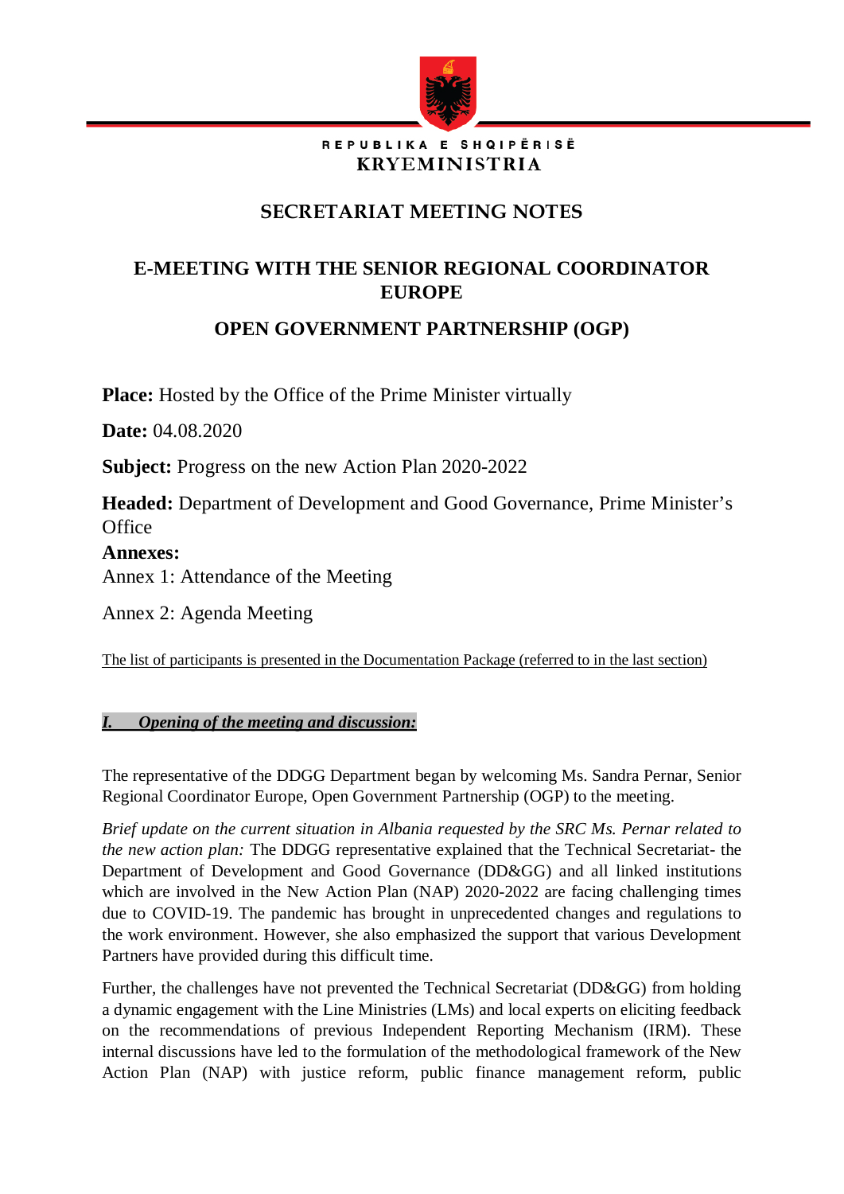REPUBLIKA E SHQIPËRISË
**KRYEMINISTRIA**

# SECRETARIAT MEETING NOTES

## E-MEETING WITH THE SENIOR REGIONAL COORDINATOR EUROPE

## OPEN GOVERNMENT PARTNERSHIP (OGP)

**Place:** Hosted by the Office of the Prime Minister virtually

**Date:** 04.08.2020

**Subject:** Progress on the new Action Plan 2020-2022

**Headed:** Department of Development and Good Governance, Prime Minister's Office

**Annexes:**

Annex 1: Attendance of the Meeting

Annex 2: Agenda Meeting

The list of participants is presented in the Documentation Package (referred to in the last section)

### *I. Opening of the meeting and discussion:*

The representative of the DDGG Department began by welcoming Ms. Sandra Pernar, Senior Regional Coordinator Europe, Open Government Partnership (OGP) to the meeting.

*Brief update on the current situation in Albania requested by the SRC Ms. Pernar related to the new action plan:* The DDGG representative explained that the Technical Secretariat- the Department of Development and Good Governance (DD&GG) and all linked institutions which are involved in the New Action Plan (NAP) 2020-2022 are facing challenging times due to COVID-19. The pandemic has brought in unprecedented changes and regulations to the work environment. However, she also emphasized the support that various Development Partners have provided during this difficult time.

Further, the challenges have not prevented the Technical Secretariat (DD&GG) from holding a dynamic engagement with the Line Ministries (LMs) and local experts on eliciting feedback on the recommendations of previous Independent Reporting Mechanism (IRM). These internal discussions have led to the formulation of the methodological framework of the New Action Plan (NAP) with justice reform, public finance management reform, public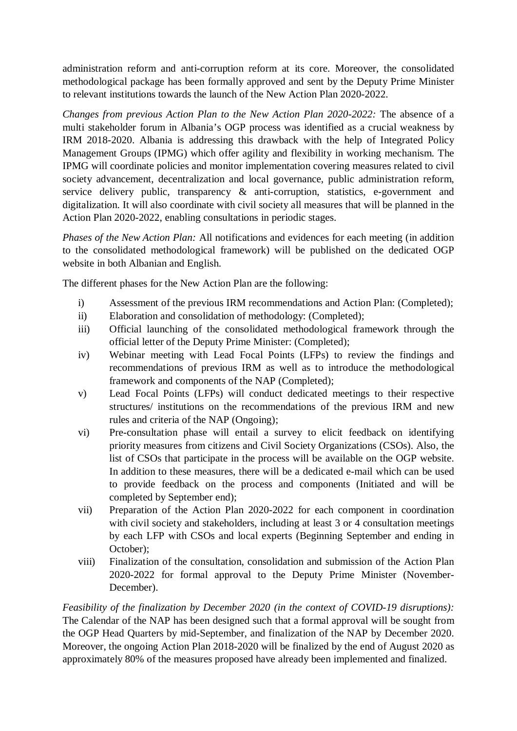administration reform and anti-corruption reform at its core. Moreover, the consolidated methodological package has been formally approved and sent by the Deputy Prime Minister to relevant institutions towards the launch of the New Action Plan 2020-2022.

*Changes from previous Action Plan to the New Action Plan 2020-2022:* The absence of a multi stakeholder forum in Albania's OGP process was identified as a crucial weakness by IRM 2018-2020. Albania is addressing this drawback with the help of Integrated Policy Management Groups (IPMG) which offer agility and flexibility in working mechanism. The IPMG will coordinate policies and monitor implementation covering measures related to civil society advancement, decentralization and local governance, public administration reform, service delivery public, transparency & anti-corruption, statistics, e-government and digitalization. It will also coordinate with civil society all measures that will be planned in the Action Plan 2020-2022, enabling consultations in periodic stages.

*Phases of the New Action Plan:* All notifications and evidences for each meeting (in addition to the consolidated methodological framework) will be published on the dedicated OGP website in both Albanian and English.

The different phases for the New Action Plan are the following:

i) Assessment of the previous IRM recommendations and Action Plan: (Completed);
ii) Elaboration and consolidation of methodology: (Completed);
iii) Official launching of the consolidated methodological framework through the official letter of the Deputy Prime Minister: (Completed);
iv) Webinar meeting with Lead Focal Points (LFPs) to review the findings and recommendations of previous IRM as well as to introduce the methodological framework and components of the NAP (Completed);
v) Lead Focal Points (LFPs) will conduct dedicated meetings to their respective structures/ institutions on the recommendations of the previous IRM and new rules and criteria of the NAP (Ongoing);
vi) Pre-consultation phase will entail a survey to elicit feedback on identifying priority measures from citizens and Civil Society Organizations (CSOs). Also, the list of CSOs that participate in the process will be available on the OGP website. In addition to these measures, there will be a dedicated e-mail which can be used to provide feedback on the process and components (Initiated and will be completed by September end);
vii) Preparation of the Action Plan 2020-2022 for each component in coordination with civil society and stakeholders, including at least 3 or 4 consultation meetings by each LFP with CSOs and local experts (Beginning September and ending in October);
viii) Finalization of the consultation, consolidation and submission of the Action Plan 2020-2022 for formal approval to the Deputy Prime Minister (November-December).

*Feasibility of the finalization by December 2020 (in the context of COVID-19 disruptions):* The Calendar of the NAP has been designed such that a formal approval will be sought from the OGP Head Quarters by mid-September, and finalization of the NAP by December 2020. Moreover, the ongoing Action Plan 2018-2020 will be finalized by the end of August 2020 as approximately 80% of the measures proposed have already been implemented and finalized.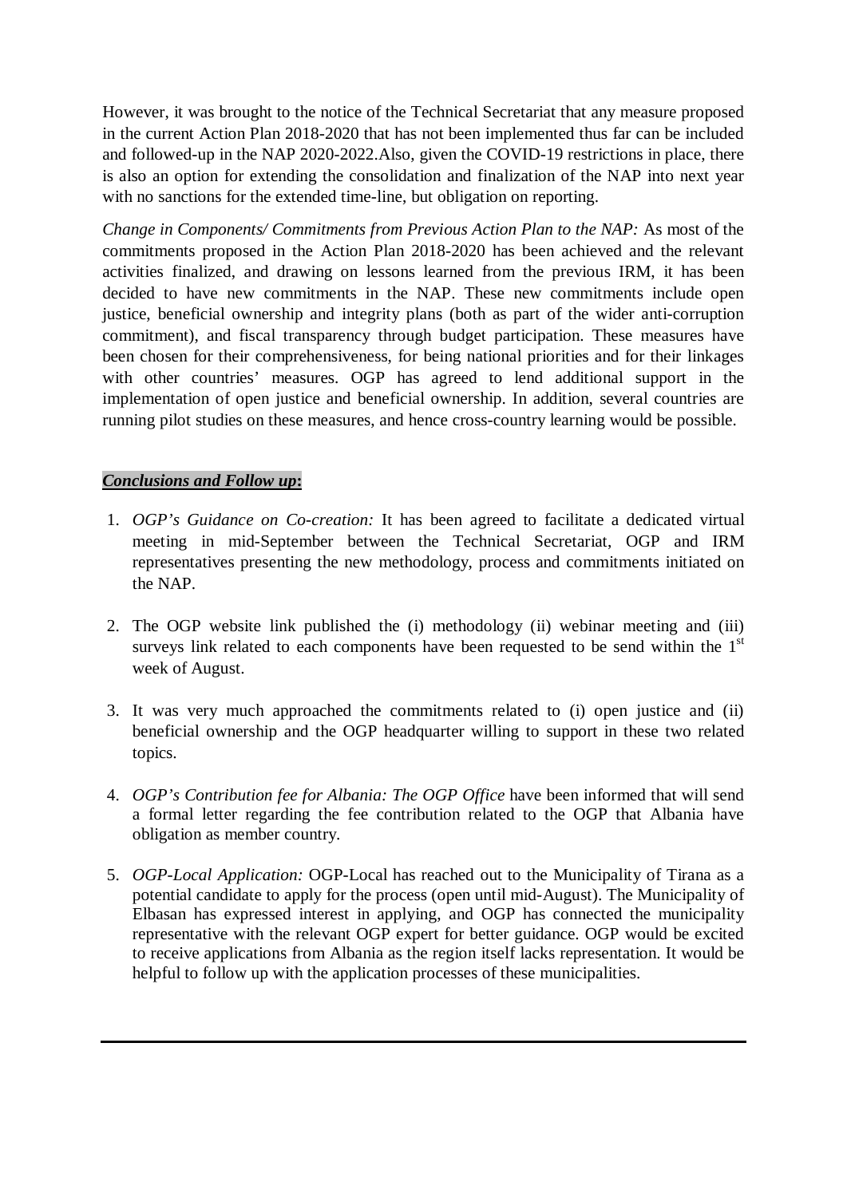However, it was brought to the notice of the Technical Secretariat that any measure proposed in the current Action Plan 2018-2020 that has not been implemented thus far can be included and followed-up in the NAP 2020-2022.Also, given the COVID-19 restrictions in place, there is also an option for extending the consolidation and finalization of the NAP into next year with no sanctions for the extended time-line, but obligation on reporting.

*Change in Components/ Commitments from Previous Action Plan to the NAP:* As most of the commitments proposed in the Action Plan 2018-2020 has been achieved and the relevant activities finalized, and drawing on lessons learned from the previous IRM, it has been decided to have new commitments in the NAP. These new commitments include open justice, beneficial ownership and integrity plans (both as part of the wider anti-corruption commitment), and fiscal transparency through budget participation. These measures have been chosen for their comprehensiveness, for being national priorities and for their linkages with other countries' measures. OGP has agreed to lend additional support in the implementation of open justice and beneficial ownership. In addition, several countries are running pilot studies on these measures, and hence cross-country learning would be possible.

***Conclusions and Follow up*:**

1. *OGP's Guidance on Co-creation:* It has been agreed to facilitate a dedicated virtual meeting in mid-September between the Technical Secretariat, OGP and IRM representatives presenting the new methodology, process and commitments initiated on the NAP.

2. The OGP website link published the (i) methodology (ii) webinar meeting and (iii) surveys link related to each components have been requested to be send within the 1st week of August.

3. It was very much approached the commitments related to (i) open justice and (ii) beneficial ownership and the OGP headquarter willing to support in these two related topics.

4. *OGP's Contribution fee for Albania: The OGP Office* have been informed that will send a formal letter regarding the fee contribution related to the OGP that Albania have obligation as member country.

5. *OGP-Local Application:* OGP-Local has reached out to the Municipality of Tirana as a potential candidate to apply for the process (open until mid-August). The Municipality of Elbasan has expressed interest in applying, and OGP has connected the municipality representative with the relevant OGP expert for better guidance. OGP would be excited to receive applications from Albania as the region itself lacks representation. It would be helpful to follow up with the application processes of these municipalities.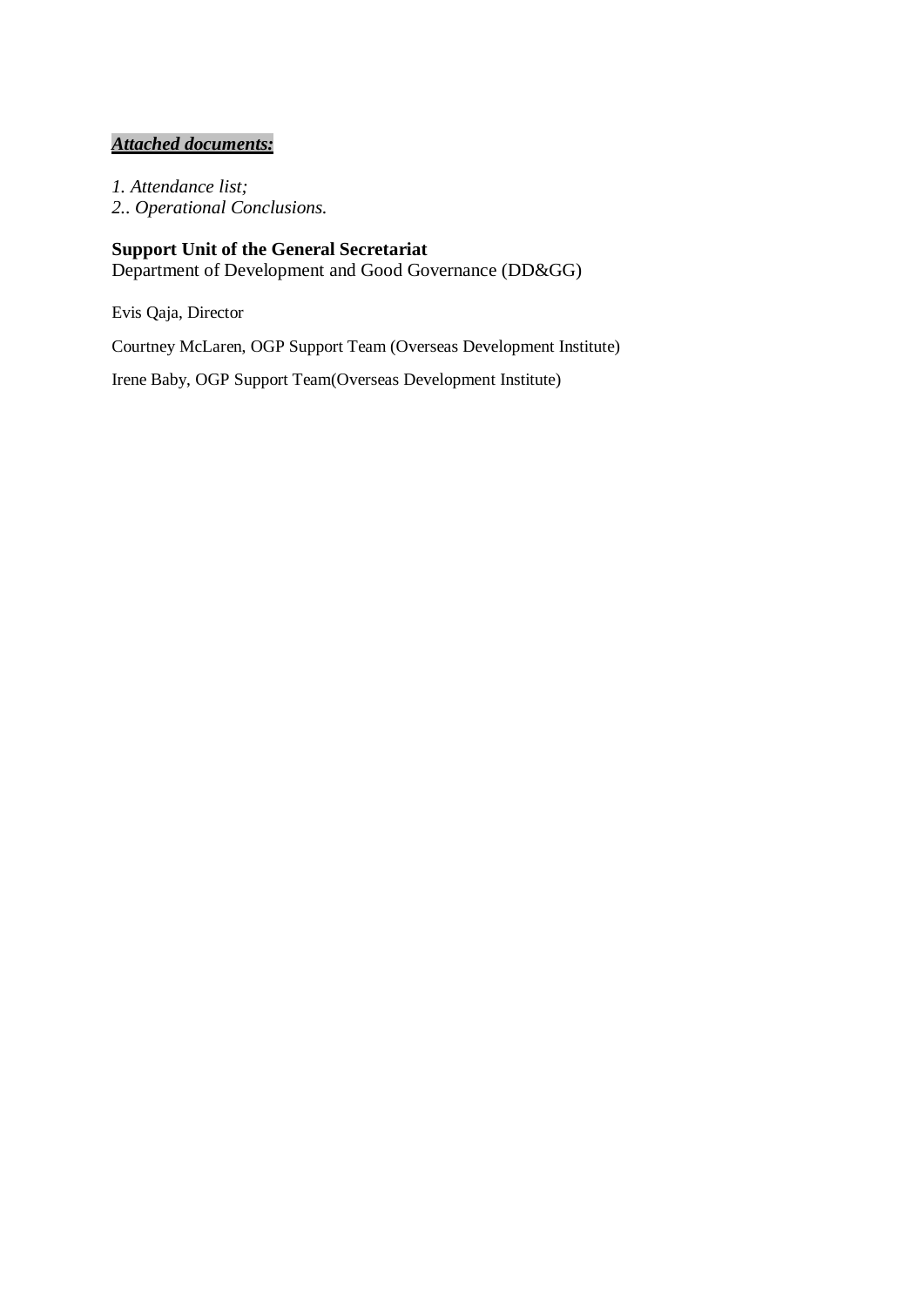***<u>Attached documents:</u>***

*1. Attendance list;*
*2.. Operational Conclusions.*

**Support Unit of the General Secretariat**
Department of Development and Good Governance (DD&GG)

Evis Qaja, Director

Courtney McLaren, OGP Support Team (Overseas Development Institute)

Irene Baby, OGP Support Team(Overseas Development Institute)